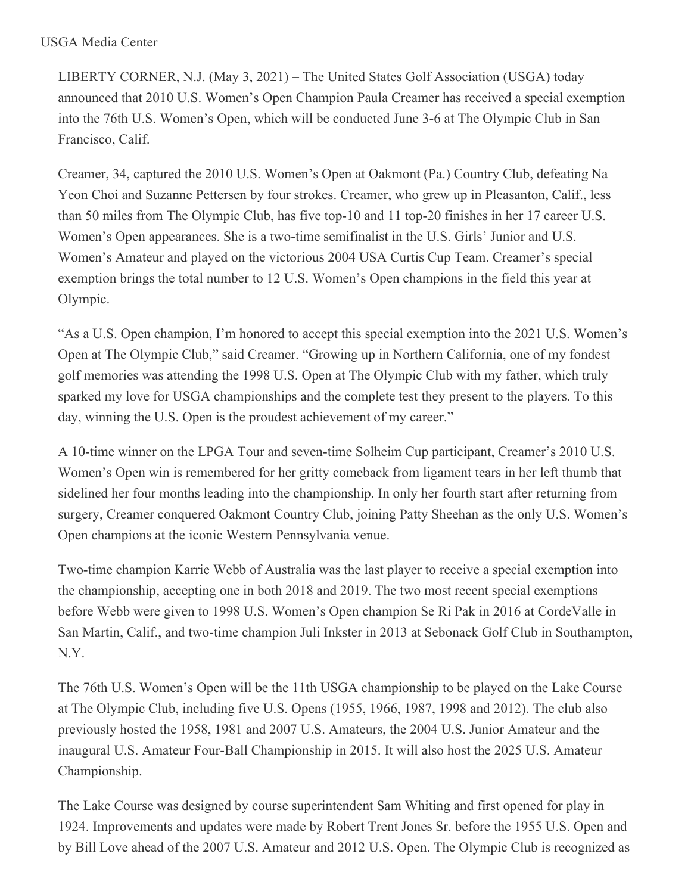USGA Media Center

LIBERTY CORNER, N.J. (May 3, 2021) – The United States Golf Association (USGA) today announced that 2010 U.S. Women's Open Champion Paula Creamer has received a special exemption into the 76th U.S. Women's Open, which will be conducted June 3-6 at The Olympic Club in San Francisco, Calif.

Creamer, 34, captured the 2010 U.S. Women's Open at Oakmont (Pa.) Country Club, defeating Na Yeon Choi and Suzanne Pettersen by four strokes. Creamer, who grew up in Pleasanton, Calif., less than 50 miles from The Olympic Club, has five top-10 and 11 top-20 finishes in her 17 career U.S. Women's Open appearances. She is a two-time semifinalist in the U.S. Girls' Junior and U.S. Women's Amateur and played on the victorious 2004 USA Curtis Cup Team. Creamer's special exemption brings the total number to 12 U.S. Women's Open champions in the field this year at Olympic.

"As a U.S. Open champion, I'm honored to accept this special exemption into the 2021 U.S. Women's Open at The Olympic Club," said Creamer. "Growing up in Northern California, one of my fondest golf memories was attending the 1998 U.S. Open at The Olympic Club with my father, which truly sparked my love for USGA championships and the complete test they present to the players. To this day, winning the U.S. Open is the proudest achievement of my career."

A 10-time winner on the LPGA Tour and seven-time Solheim Cup participant, Creamer's 2010 U.S. Women's Open win is remembered for her gritty comeback from ligament tears in her left thumb that sidelined her four months leading into the championship. In only her fourth start after returning from surgery, Creamer conquered Oakmont Country Club, joining Patty Sheehan as the only U.S. Women's Open champions at the iconic Western Pennsylvania venue.

Two-time champion Karrie Webb of Australia was the last player to receive a special exemption into the championship, accepting one in both 2018 and 2019. The two most recent special exemptions before Webb were given to 1998 U.S. Women's Open champion Se Ri Pak in 2016 at CordeValle in San Martin, Calif., and two-time champion Juli Inkster in 2013 at Sebonack Golf Club in Southampton, N.Y.

The 76th U.S. Women's Open will be the 11th USGA championship to be played on the Lake Course at The Olympic Club, including five U.S. Opens (1955, 1966, 1987, 1998 and 2012). The club also previously hosted the 1958, 1981 and 2007 U.S. Amateurs, the 2004 U.S. Junior Amateur and the inaugural U.S. Amateur Four-Ball Championship in 2015. It will also host the 2025 U.S. Amateur Championship.

The Lake Course was designed by course superintendent Sam Whiting and first opened for play in 1924. Improvements and updates were made by Robert Trent Jones Sr. before the 1955 U.S. Open and by Bill Love ahead of the 2007 U.S. Amateur and 2012 U.S. Open. The Olympic Club is recognized as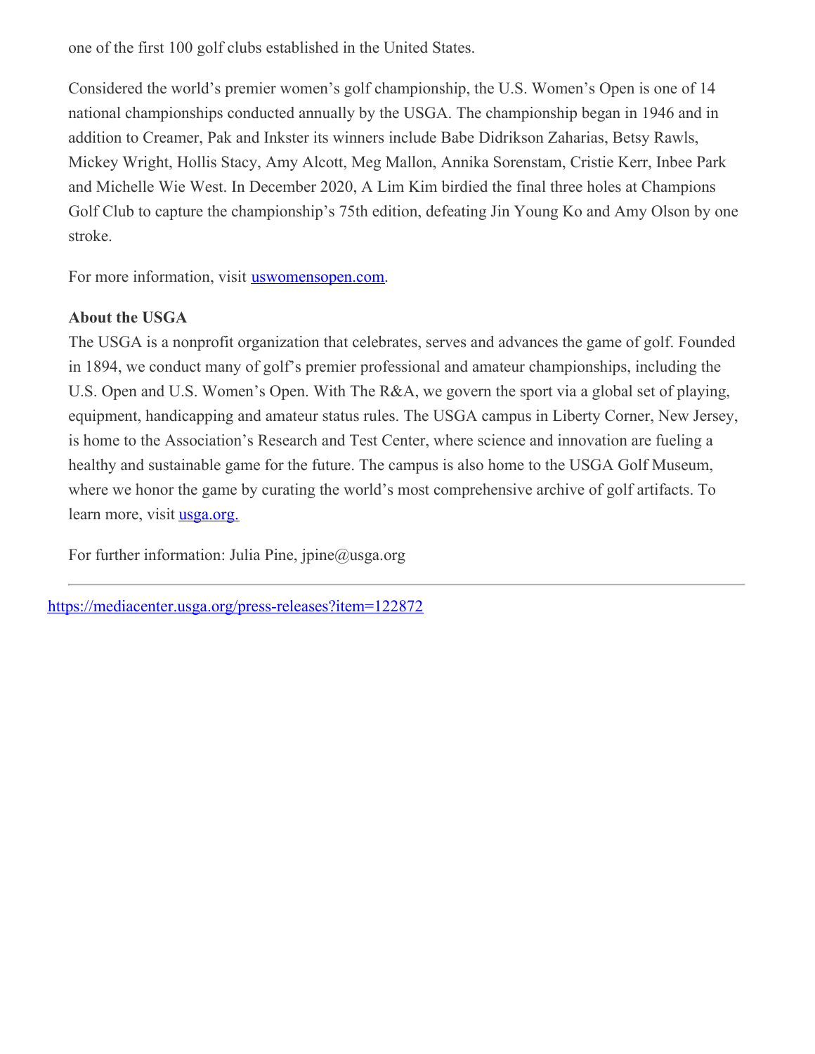one of the first 100 golf clubs established in the United States.

Considered the world's premier women's golf championship, the U.S. Women's Open is one of 14 national championships conducted annually by the USGA. The championship began in 1946 and in addition to Creamer, Pak and Inkster its winners include Babe Didrikson Zaharias, Betsy Rawls, Mickey Wright, Hollis Stacy, Amy Alcott, Meg Mallon, Annika Sorenstam, Cristie Kerr, Inbee Park and Michelle Wie West. In December 2020, A Lim Kim birdied the final three holes at Champions Golf Club to capture the championship's 75th edition, defeating Jin Young Ko and Amy Olson by one stroke.

For more information, visit [uswomensopen.com](uswomensopen.com).

**About the USGA**

The USGA is a nonprofit organization that celebrates, serves and advances the game of golf. Founded in 1894, we conduct many of golf's premier professional and amateur championships, including the U.S. Open and U.S. Women's Open. With The R&A, we govern the sport via a global set of playing, equipment, handicapping and amateur status rules. The USGA campus in Liberty Corner, New Jersey, is home to the Association's Research and Test Center, where science and innovation are fueling a healthy and sustainable game for the future. The campus is also home to the USGA Golf Museum, where we honor the game by curating the world's most comprehensive archive of golf artifacts. To learn more, visit [usga.org.](usga.org)

For further information: Julia Pine, jpine@usga.org

---

[https://mediacenter.usga.org/press-releases?item=122872](https://mediacenter.usga.org/press-releases?item=122872)